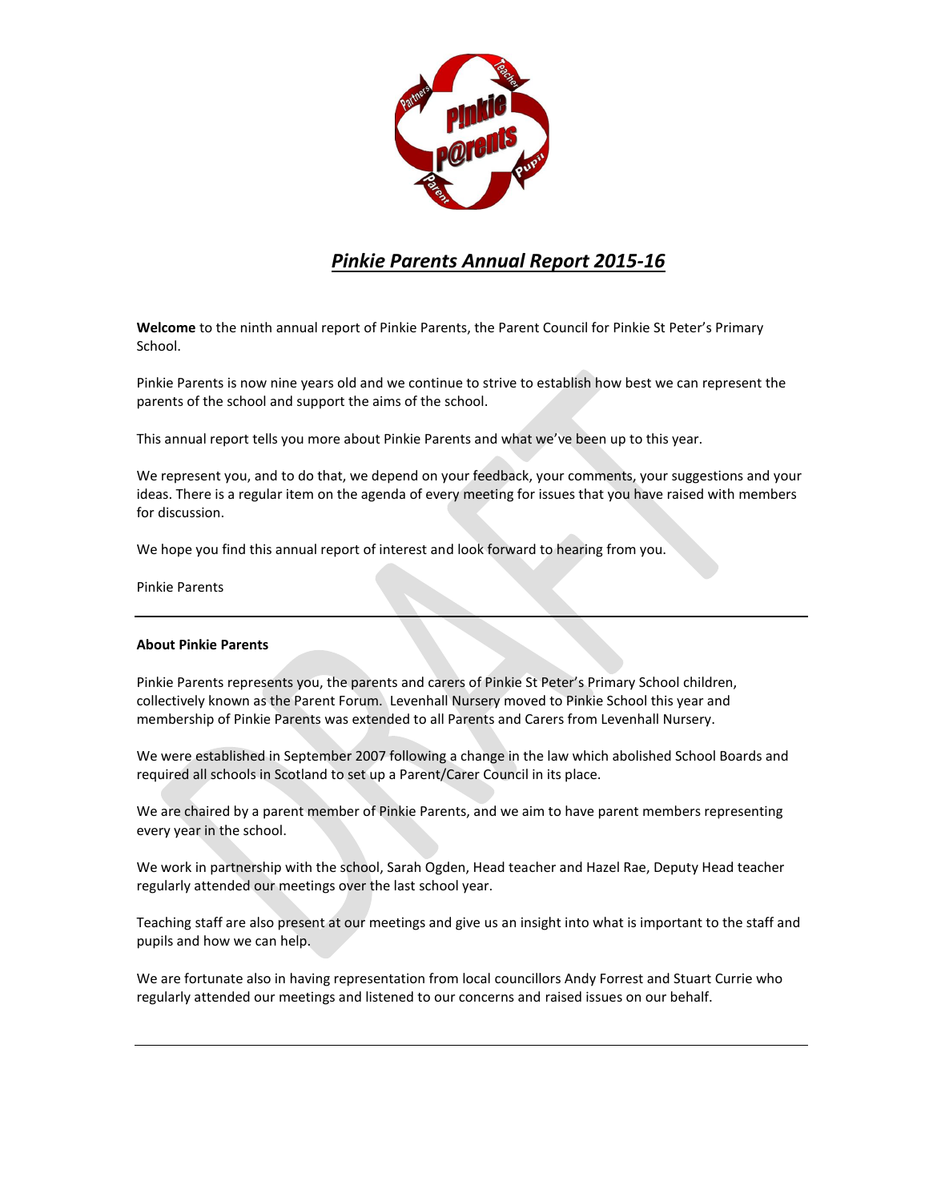# *Pinkie Parents Annual Report 2015-16*

**Welcome** to the ninth annual report of Pinkie Parents, the Parent Council for Pinkie St Peter's Primary School.

Pinkie Parents is now nine years old and we continue to strive to establish how best we can represent the parents of the school and support the aims of the school.

This annual report tells you more about Pinkie Parents and what we've been up to this year.

We represent you, and to do that, we depend on your feedback, your comments, your suggestions and your ideas. There is a regular item on the agenda of every meeting for issues that you have raised with members for discussion.

We hope you find this annual report of interest and look forward to hearing from you.

Pinkie Parents

---

**About Pinkie Parents**

Pinkie Parents represents you, the parents and carers of Pinkie St Peter's Primary School children, collectively known as the Parent Forum. Levenhall Nursery moved to Pinkie School this year and membership of Pinkie Parents was extended to all Parents and Carers from Levenhall Nursery.

We were established in September 2007 following a change in the law which abolished School Boards and required all schools in Scotland to set up a Parent/Carer Council in its place.

We are chaired by a parent member of Pinkie Parents, and we aim to have parent members representing every year in the school.

We work in partnership with the school, Sarah Ogden, Head teacher and Hazel Rae, Deputy Head teacher regularly attended our meetings over the last school year.

Teaching staff are also present at our meetings and give us an insight into what is important to the staff and pupils and how we can help.

We are fortunate also in having representation from local councillors Andy Forrest and Stuart Currie who regularly attended our meetings and listened to our concerns and raised issues on our behalf.

---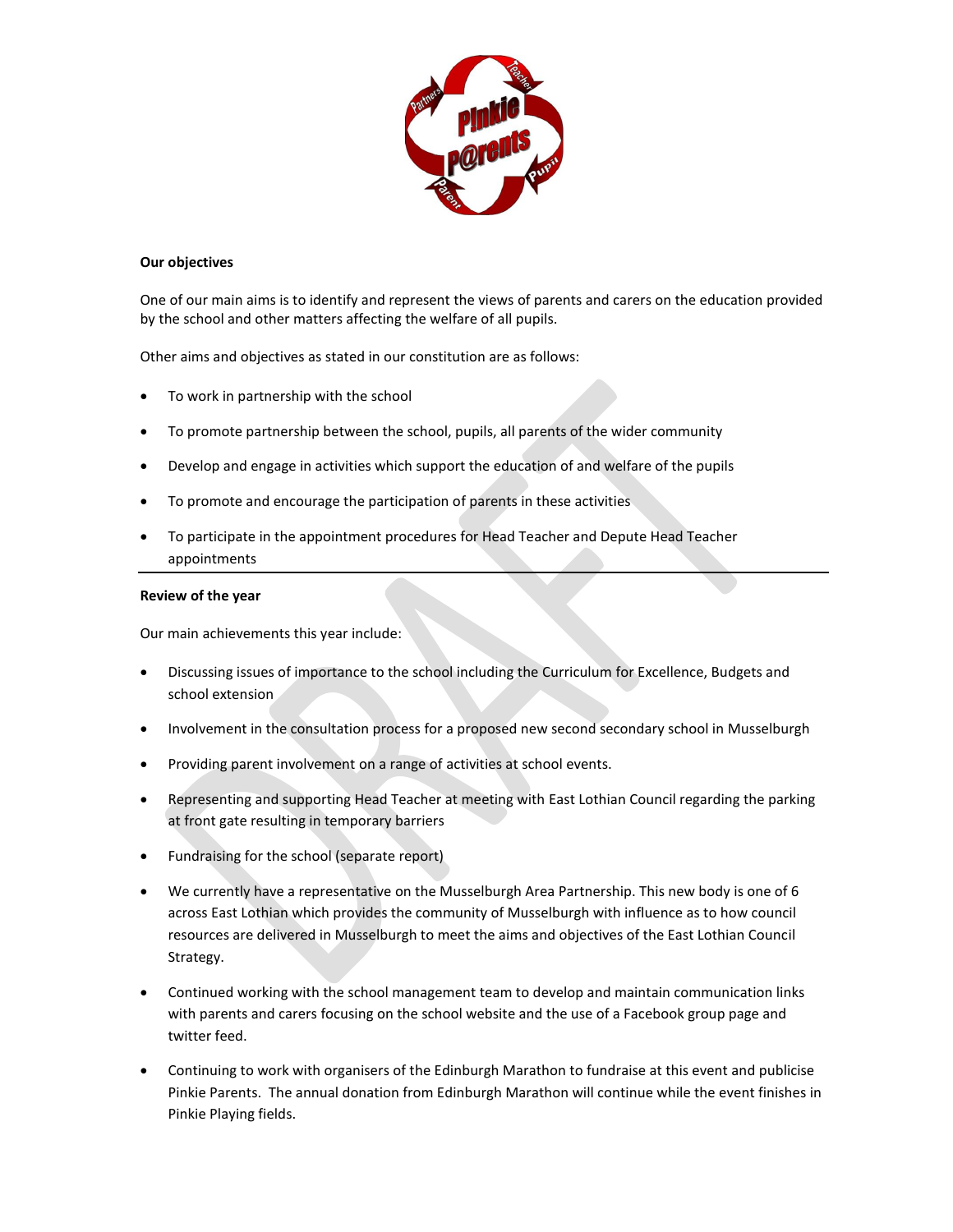**Our objectives**

One of our main aims is to identify and represent the views of parents and carers on the education provided by the school and other matters affecting the welfare of all pupils.

Other aims and objectives as stated in our constitution are as follows:

- To work in partnership with the school
- To promote partnership between the school, pupils, all parents of the wider community
- Develop and engage in activities which support the education of and welfare of the pupils
- To promote and encourage the participation of parents in these activities
- To participate in the appointment procedures for Head Teacher and Depute Head Teacher appointments

---

**Review of the year**

Our main achievements this year include:

- Discussing issues of importance to the school including the Curriculum for Excellence, Budgets and school extension
- Involvement in the consultation process for a proposed new second secondary school in Musselburgh
- Providing parent involvement on a range of activities at school events.
- Representing and supporting Head Teacher at meeting with East Lothian Council regarding the parking at front gate resulting in temporary barriers
- Fundraising for the school (separate report)
- We currently have a representative on the Musselburgh Area Partnership. This new body is one of 6 across East Lothian which provides the community of Musselburgh with influence as to how council resources are delivered in Musselburgh to meet the aims and objectives of the East Lothian Council Strategy.
- Continued working with the school management team to develop and maintain communication links with parents and carers focusing on the school website and the use of a Facebook group page and twitter feed.
- Continuing to work with organisers of the Edinburgh Marathon to fundraise at this event and publicise Pinkie Parents. The annual donation from Edinburgh Marathon will continue while the event finishes in Pinkie Playing fields.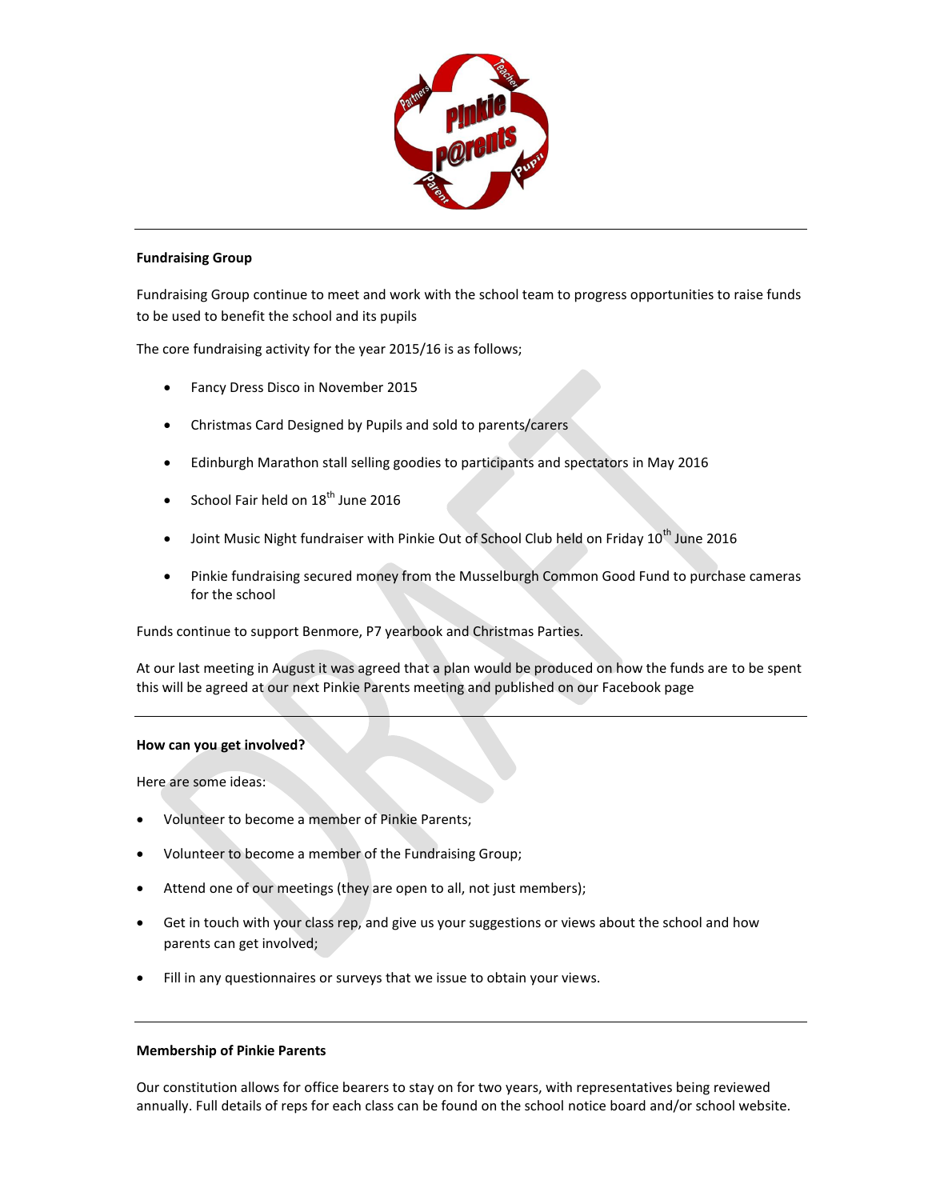**Fundraising Group**

Fundraising Group continue to meet and work with the school team to progress opportunities to raise funds to be used to benefit the school and its pupils

The core fundraising activity for the year 2015/16 is as follows;

- Fancy Dress Disco in November 2015
- Christmas Card Designed by Pupils and sold to parents/carers
- Edinburgh Marathon stall selling goodies to participants and spectators in May 2016
- School Fair held on 18th June 2016
- Joint Music Night fundraiser with Pinkie Out of School Club held on Friday 10th June 2016
- Pinkie fundraising secured money from the Musselburgh Common Good Fund to purchase cameras for the school

Funds continue to support Benmore, P7 yearbook and Christmas Parties.

At our last meeting in August it was agreed that a plan would be produced on how the funds are to be spent this will be agreed at our next Pinkie Parents meeting and published on our Facebook page

---

**How can you get involved?**

Here are some ideas:

- Volunteer to become a member of Pinkie Parents;
- Volunteer to become a member of the Fundraising Group;
- Attend one of our meetings (they are open to all, not just members);
- Get in touch with your class rep, and give us your suggestions or views about the school and how parents can get involved;
- Fill in any questionnaires or surveys that we issue to obtain your views.

---

**Membership of Pinkie Parents**

Our constitution allows for office bearers to stay on for two years, with representatives being reviewed annually. Full details of reps for each class can be found on the school notice board and/or school website.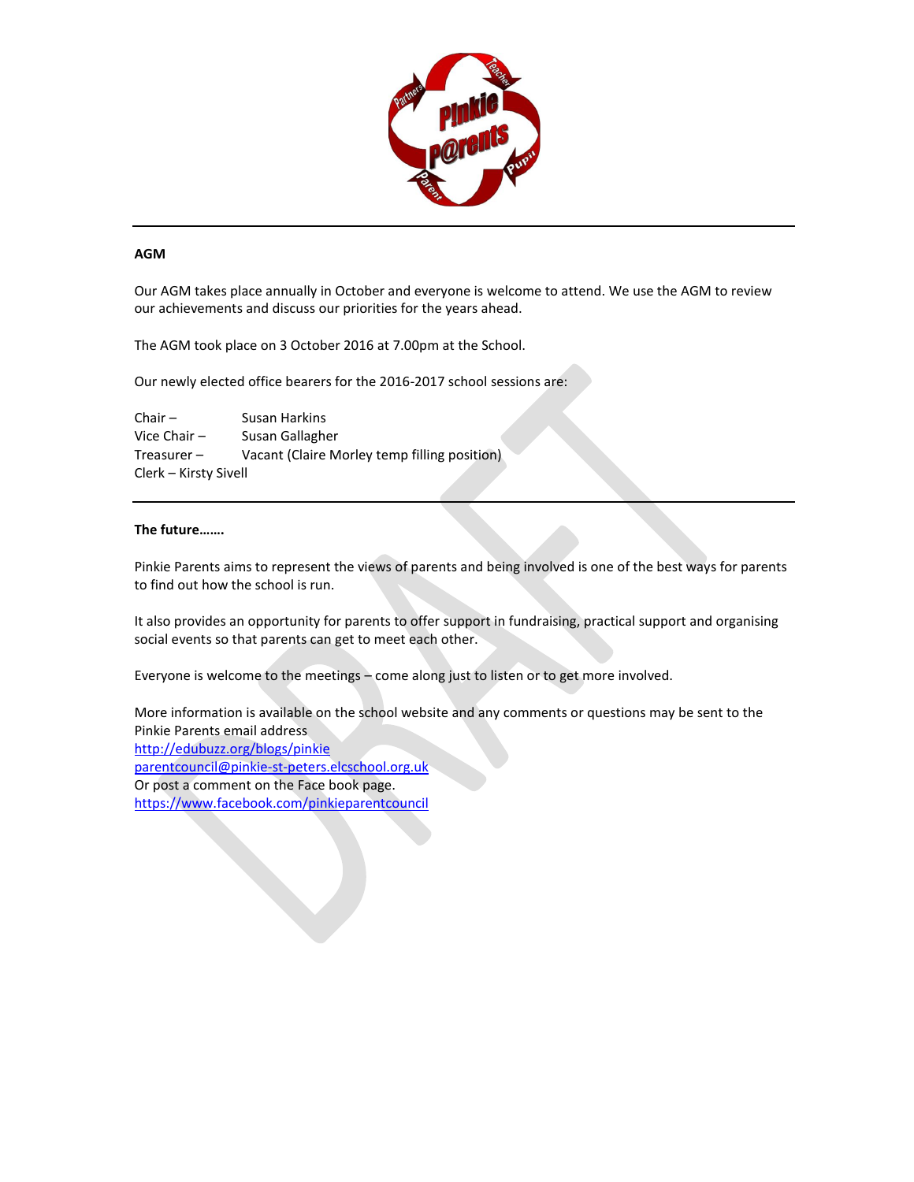## AGM

Our AGM takes place annually in October and everyone is welcome to attend. We use the AGM to review our achievements and discuss our priorities for the years ahead.

The AGM took place on 3 October 2016 at 7.00pm at the School.

Our newly elected office bearers for the 2016-2017 school sessions are:

Chair – Susan Harkins
Vice Chair – Susan Gallagher
Treasurer – Vacant (Claire Morley temp filling position)
Clerk – Kirsty Sivell

---

## The future…….

Pinkie Parents aims to represent the views of parents and being involved is one of the best ways for parents to find out how the school is run.

It also provides an opportunity for parents to offer support in fundraising, practical support and organising social events so that parents can get to meet each other.

Everyone is welcome to the meetings – come along just to listen or to get more involved.

More information is available on the school website and any comments or questions may be sent to the Pinkie Parents email address
http://edubuzz.org/blogs/pinkie
parentcouncil@pinkie-st-peters.elcschool.org.uk
Or post a comment on the Face book page.
https://www.facebook.com/pinkieparentcouncil